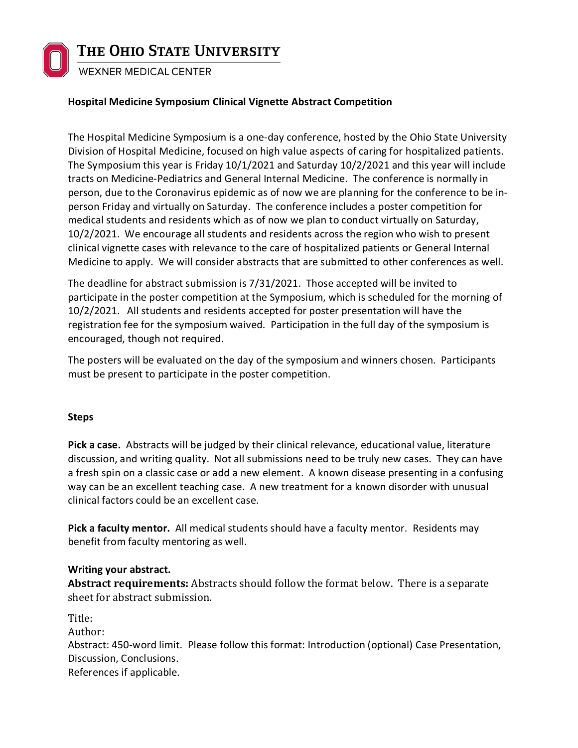THE OHIO STATE UNIVERSITY
WEXNER MEDICAL CENTER

**Hospital Medicine Symposium Clinical Vignette Abstract Competition**

The Hospital Medicine Symposium is a one-day conference, hosted by the Ohio State University Division of Hospital Medicine, focused on high value aspects of caring for hospitalized patients. The Symposium this year is Friday 10/1/2021 and Saturday 10/2/2021 and this year will include tracts on Medicine-Pediatrics and General Internal Medicine. The conference is normally in person, due to the Coronavirus epidemic as of now we are planning for the conference to be in-person Friday and virtually on Saturday. The conference includes a poster competition for medical students and residents which as of now we plan to conduct virtually on Saturday, 10/2/2021. We encourage all students and residents across the region who wish to present clinical vignette cases with relevance to the care of hospitalized patients or General Internal Medicine to apply. We will consider abstracts that are submitted to other conferences as well.

The deadline for abstract submission is 7/31/2021. Those accepted will be invited to participate in the poster competition at the Symposium, which is scheduled for the morning of 10/2/2021. All students and residents accepted for poster presentation will have the registration fee for the symposium waived. Participation in the full day of the symposium is encouraged, though not required.

The posters will be evaluated on the day of the symposium and winners chosen. Participants must be present to participate in the poster competition.

**Steps**

**Pick a case.** Abstracts will be judged by their clinical relevance, educational value, literature discussion, and writing quality. Not all submissions need to be truly new cases. They can have a fresh spin on a classic case or add a new element. A known disease presenting in a confusing way can be an excellent teaching case. A new treatment for a known disorder with unusual clinical factors could be an excellent case.

**Pick a faculty mentor.** All medical students should have a faculty mentor. Residents may benefit from faculty mentoring as well.

**Writing your abstract.**

**Abstract requirements:** Abstracts should follow the format below. There is a separate sheet for abstract submission.

Title:
Author:
Abstract: 450-word limit. Please follow this format: Introduction (optional) Case Presentation, Discussion, Conclusions.
References if applicable.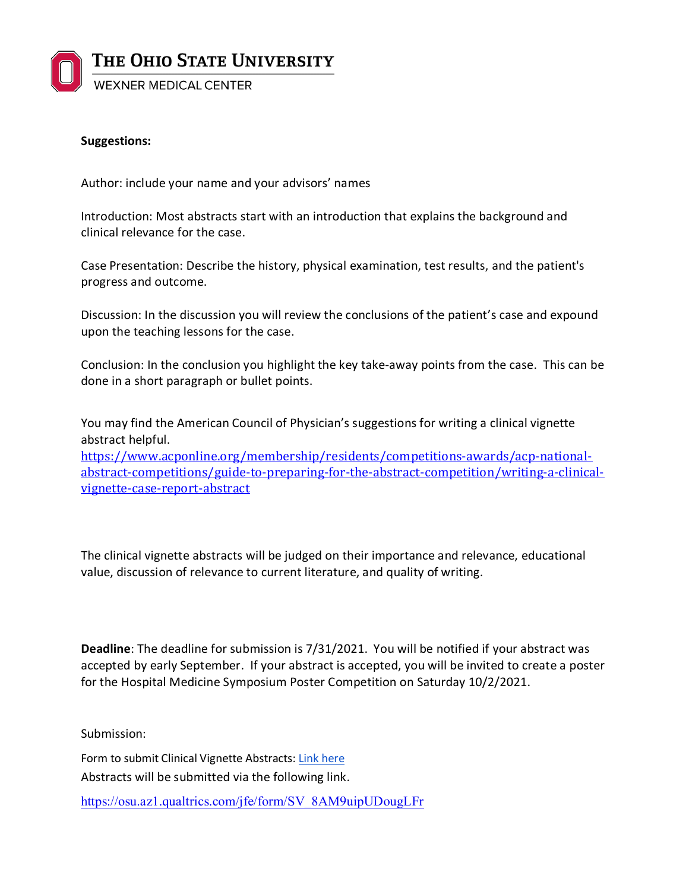**Suggestions:**

Author: include your name and your advisors' names

Introduction: Most abstracts start with an introduction that explains the background and clinical relevance for the case.

Case Presentation: Describe the history, physical examination, test results, and the patient's progress and outcome.

Discussion: In the discussion you will review the conclusions of the patient's case and expound upon the teaching lessons for the case.

Conclusion: In the conclusion you highlight the key take-away points from the case. This can be done in a short paragraph or bullet points.

You may find the American Council of Physician's suggestions for writing a clinical vignette abstract helpful.
https://www.acponline.org/membership/residents/competitions-awards/acp-national-abstract-competitions/guide-to-preparing-for-the-abstract-competition/writing-a-clinical-vignette-case-report-abstract

The clinical vignette abstracts will be judged on their importance and relevance, educational value, discussion of relevance to current literature, and quality of writing.

**Deadline**: The deadline for submission is 7/31/2021. You will be notified if your abstract was accepted by early September. If your abstract is accepted, you will be invited to create a poster for the Hospital Medicine Symposium Poster Competition on Saturday 10/2/2021.

Submission:

Form to submit Clinical Vignette Abstracts: Link here

Abstracts will be submitted via the following link.

https://osu.az1.qualtrics.com/jfe/form/SV_8AM9uipUDougLFr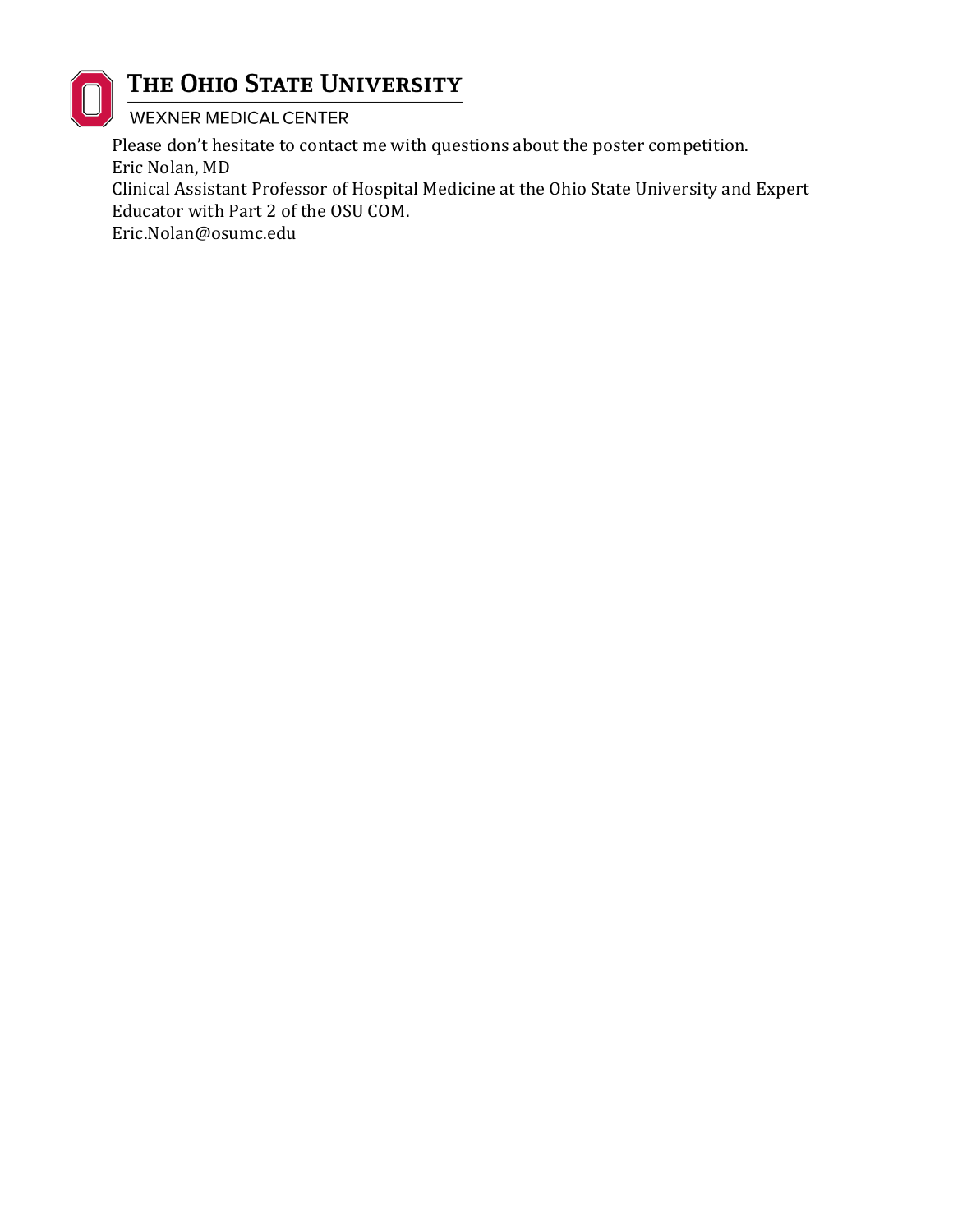Please don't hesitate to contact me with questions about the poster competition.
Eric Nolan, MD
Clinical Assistant Professor of Hospital Medicine at the Ohio State University and Expert Educator with Part 2 of the OSU COM.
Eric.Nolan@osumc.edu